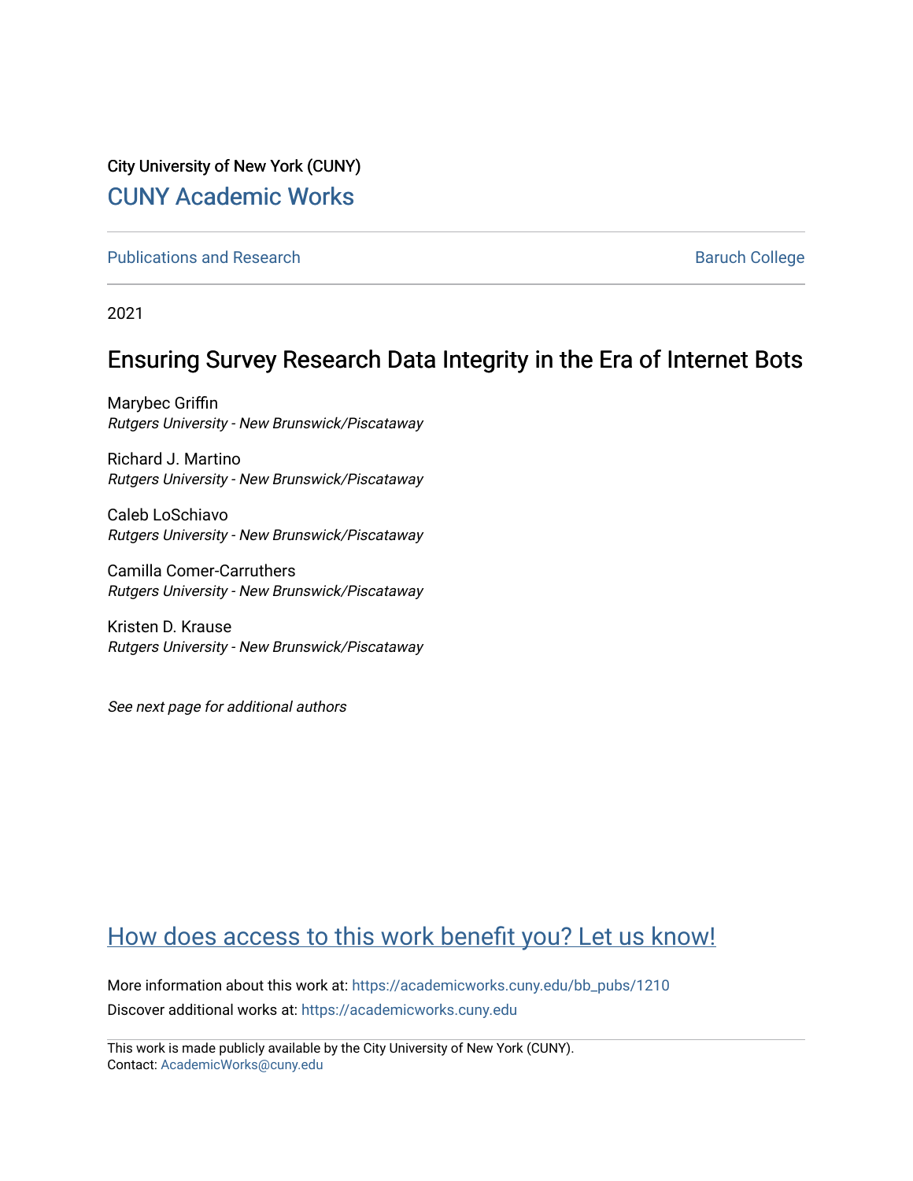City University of New York (CUNY)

CUNY Academic Works

Publications and Research

Baruch College

2021

# Ensuring Survey Research Data Integrity in the Era of Internet Bots

Marybec Griffin
*Rutgers University - New Brunswick/Piscataway*

Richard J. Martino
*Rutgers University - New Brunswick/Piscataway*

Caleb LoSchiavo
*Rutgers University - New Brunswick/Piscataway*

Camilla Comer-Carruthers
*Rutgers University - New Brunswick/Piscataway*

Kristen D. Krause
*Rutgers University - New Brunswick/Piscataway*

*See next page for additional authors*

How does access to this work benefit you? Let us know!

More information about this work at: https://academicworks.cuny.edu/bb_pubs/1210
Discover additional works at: https://academicworks.cuny.edu

This work is made publicly available by the City University of New York (CUNY).
Contact: AcademicWorks@cuny.edu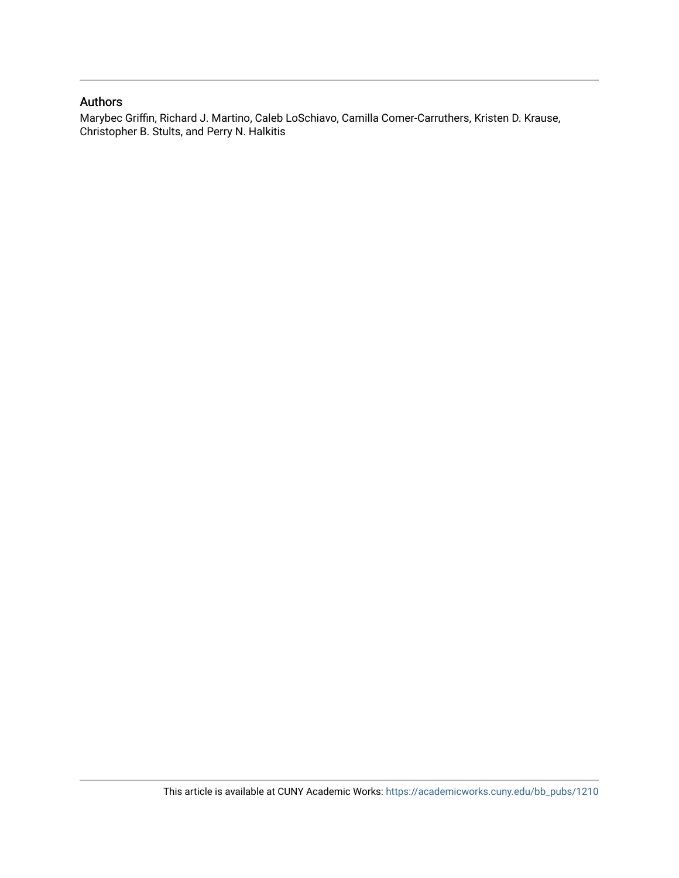## Authors

Marybec Griffin, Richard J. Martino, Caleb LoSchiavo, Camilla Comer-Carruthers, Kristen D. Krause, Christopher B. Stults, and Perry N. Halkitis

This article is available at CUNY Academic Works: https://academicworks.cuny.edu/bb_pubs/1210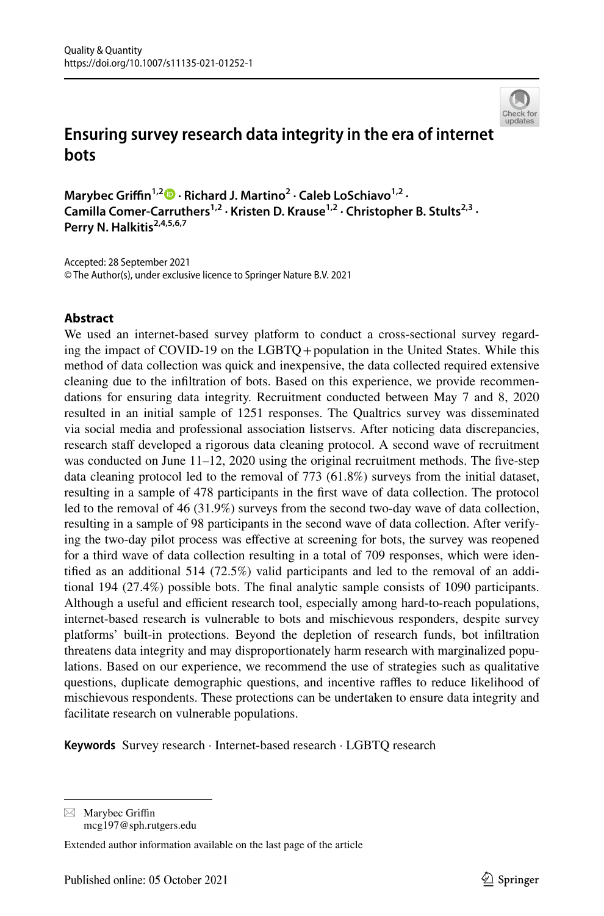# Ensuring survey research data integrity in the era of internet bots

**Marybec Griffin[1,2] · Richard J. Martino[2] · Caleb LoSchiavo[1,2] · Camilla Comer-Carruthers[1,2] · Kristen D. Krause[1,2] · Christopher B. Stults[2,3] · Perry N. Halkitis[2,4,5,6,7]**

Accepted: 28 September 2021
© The Author(s), under exclusive licence to Springer Nature B.V. 2021

## Abstract

We used an internet-based survey platform to conduct a cross-sectional survey regarding the impact of COVID-19 on the LGBTQ+population in the United States. While this method of data collection was quick and inexpensive, the data collected required extensive cleaning due to the infiltration of bots. Based on this experience, we provide recommendations for ensuring data integrity. Recruitment conducted between May 7 and 8, 2020 resulted in an initial sample of 1251 responses. The Qualtrics survey was disseminated via social media and professional association listservs. After noticing data discrepancies, research staff developed a rigorous data cleaning protocol. A second wave of recruitment was conducted on June 11–12, 2020 using the original recruitment methods. The five-step data cleaning protocol led to the removal of 773 (61.8%) surveys from the initial dataset, resulting in a sample of 478 participants in the first wave of data collection. The protocol led to the removal of 46 (31.9%) surveys from the second two-day wave of data collection, resulting in a sample of 98 participants in the second wave of data collection. After verifying the two-day pilot process was effective at screening for bots, the survey was reopened for a third wave of data collection resulting in a total of 709 responses, which were identified as an additional 514 (72.5%) valid participants and led to the removal of an additional 194 (27.4%) possible bots. The final analytic sample consists of 1090 participants. Although a useful and efficient research tool, especially among hard-to-reach populations, internet-based research is vulnerable to bots and mischievous responders, despite survey platforms' built-in protections. Beyond the depletion of research funds, bot infiltration threatens data integrity and may disproportionately harm research with marginalized populations. Based on our experience, we recommend the use of strategies such as qualitative questions, duplicate demographic questions, and incentive raffles to reduce likelihood of mischievous respondents. These protections can be undertaken to ensure data integrity and facilitate research on vulnerable populations.

**Keywords** Survey research · Internet-based research · LGBTQ research

---

✉ Marybec Griffin
mcg197@sph.rutgers.edu

Extended author information available on the last page of the article

Published online: 05 October 2021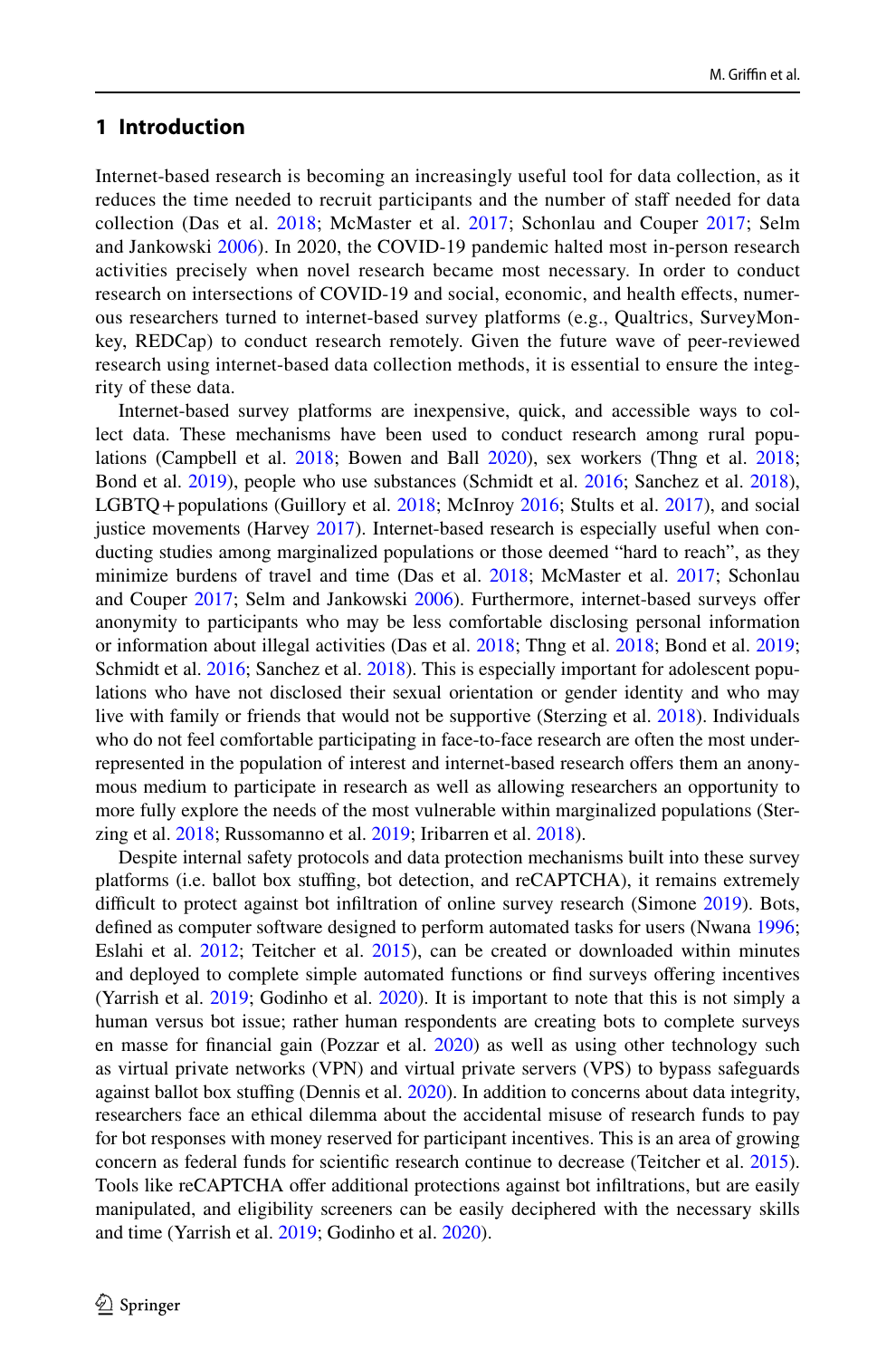## 1 Introduction

Internet-based research is becoming an increasingly useful tool for data collection, as it reduces the time needed to recruit participants and the number of staff needed for data collection (Das et al. 2018; McMaster et al. 2017; Schonlau and Couper 2017; Selm and Jankowski 2006). In 2020, the COVID-19 pandemic halted most in-person research activities precisely when novel research became most necessary. In order to conduct research on intersections of COVID-19 and social, economic, and health effects, numerous researchers turned to internet-based survey platforms (e.g., Qualtrics, SurveyMonkey, REDCap) to conduct research remotely. Given the future wave of peer-reviewed research using internet-based data collection methods, it is essential to ensure the integrity of these data.

Internet-based survey platforms are inexpensive, quick, and accessible ways to collect data. These mechanisms have been used to conduct research among rural populations (Campbell et al. 2018; Bowen and Ball 2020), sex workers (Thng et al. 2018; Bond et al. 2019), people who use substances (Schmidt et al. 2016; Sanchez et al. 2018), LGBTQ+populations (Guillory et al. 2018; McInroy 2016; Stults et al. 2017), and social justice movements (Harvey 2017). Internet-based research is especially useful when conducting studies among marginalized populations or those deemed "hard to reach", as they minimize burdens of travel and time (Das et al. 2018; McMaster et al. 2017; Schonlau and Couper 2017; Selm and Jankowski 2006). Furthermore, internet-based surveys offer anonymity to participants who may be less comfortable disclosing personal information or information about illegal activities (Das et al. 2018; Thng et al. 2018; Bond et al. 2019; Schmidt et al. 2016; Sanchez et al. 2018). This is especially important for adolescent populations who have not disclosed their sexual orientation or gender identity and who may live with family or friends that would not be supportive (Sterzing et al. 2018). Individuals who do not feel comfortable participating in face-to-face research are often the most underrepresented in the population of interest and internet-based research offers them an anonymous medium to participate in research as well as allowing researchers an opportunity to more fully explore the needs of the most vulnerable within marginalized populations (Sterzing et al. 2018; Russomanno et al. 2019; Iribarren et al. 2018).

Despite internal safety protocols and data protection mechanisms built into these survey platforms (i.e. ballot box stuffing, bot detection, and reCAPTCHA), it remains extremely difficult to protect against bot infiltration of online survey research (Simone 2019). Bots, defined as computer software designed to perform automated tasks for users (Nwana 1996; Eslahi et al. 2012; Teitcher et al. 2015), can be created or downloaded within minutes and deployed to complete simple automated functions or find surveys offering incentives (Yarrish et al. 2019; Godinho et al. 2020). It is important to note that this is not simply a human versus bot issue; rather human respondents are creating bots to complete surveys en masse for financial gain (Pozzar et al. 2020) as well as using other technology such as virtual private networks (VPN) and virtual private servers (VPS) to bypass safeguards against ballot box stuffing (Dennis et al. 2020). In addition to concerns about data integrity, researchers face an ethical dilemma about the accidental misuse of research funds to pay for bot responses with money reserved for participant incentives. This is an area of growing concern as federal funds for scientific research continue to decrease (Teitcher et al. 2015). Tools like reCAPTCHA offer additional protections against bot infiltrations, but are easily manipulated, and eligibility screeners can be easily deciphered with the necessary skills and time (Yarrish et al. 2019; Godinho et al. 2020).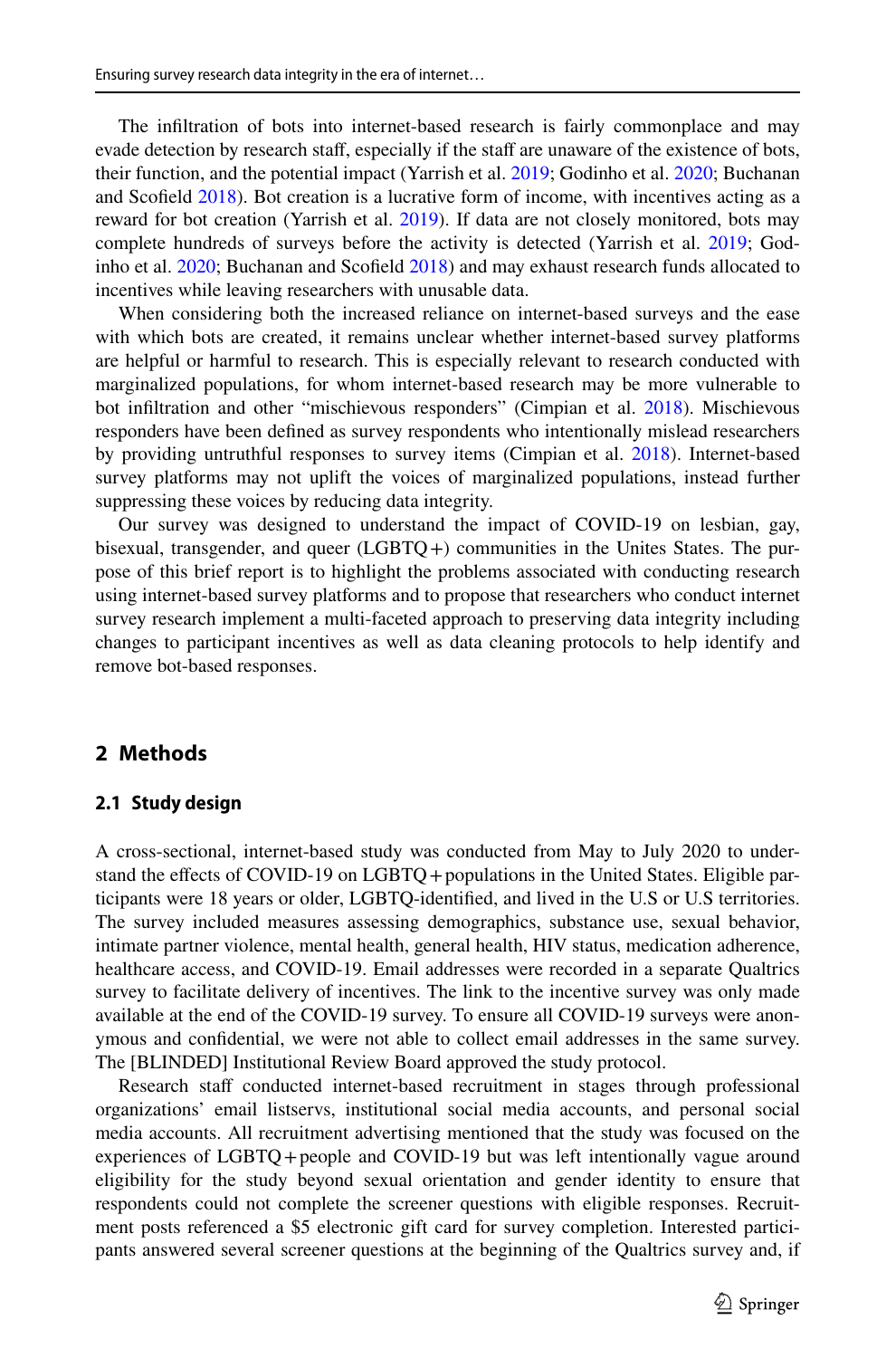The infiltration of bots into internet-based research is fairly commonplace and may evade detection by research staff, especially if the staff are unaware of the existence of bots, their function, and the potential impact (Yarrish et al. 2019; Godinho et al. 2020; Buchanan and Scofield 2018). Bot creation is a lucrative form of income, with incentives acting as a reward for bot creation (Yarrish et al. 2019). If data are not closely monitored, bots may complete hundreds of surveys before the activity is detected (Yarrish et al. 2019; Godinho et al. 2020; Buchanan and Scofield 2018) and may exhaust research funds allocated to incentives while leaving researchers with unusable data.

When considering both the increased reliance on internet-based surveys and the ease with which bots are created, it remains unclear whether internet-based survey platforms are helpful or harmful to research. This is especially relevant to research conducted with marginalized populations, for whom internet-based research may be more vulnerable to bot infiltration and other "mischievous responders" (Cimpian et al. 2018). Mischievous responders have been defined as survey respondents who intentionally mislead researchers by providing untruthful responses to survey items (Cimpian et al. 2018). Internet-based survey platforms may not uplift the voices of marginalized populations, instead further suppressing these voices by reducing data integrity.

Our survey was designed to understand the impact of COVID-19 on lesbian, gay, bisexual, transgender, and queer (LGBTQ+) communities in the Unites States. The purpose of this brief report is to highlight the problems associated with conducting research using internet-based survey platforms and to propose that researchers who conduct internet survey research implement a multi-faceted approach to preserving data integrity including changes to participant incentives as well as data cleaning protocols to help identify and remove bot-based responses.

## 2 Methods

### 2.1 Study design

A cross-sectional, internet-based study was conducted from May to July 2020 to understand the effects of COVID-19 on LGBTQ+populations in the United States. Eligible participants were 18 years or older, LGBTQ-identified, and lived in the U.S or U.S territories. The survey included measures assessing demographics, substance use, sexual behavior, intimate partner violence, mental health, general health, HIV status, medication adherence, healthcare access, and COVID-19. Email addresses were recorded in a separate Qualtrics survey to facilitate delivery of incentives. The link to the incentive survey was only made available at the end of the COVID-19 survey. To ensure all COVID-19 surveys were anonymous and confidential, we were not able to collect email addresses in the same survey. The [BLINDED] Institutional Review Board approved the study protocol.

Research staff conducted internet-based recruitment in stages through professional organizations' email listservs, institutional social media accounts, and personal social media accounts. All recruitment advertising mentioned that the study was focused on the experiences of LGBTQ+people and COVID-19 but was left intentionally vague around eligibility for the study beyond sexual orientation and gender identity to ensure that respondents could not complete the screener questions with eligible responses. Recruitment posts referenced a $5 electronic gift card for survey completion. Interested participants answered several screener questions at the beginning of the Qualtrics survey and, if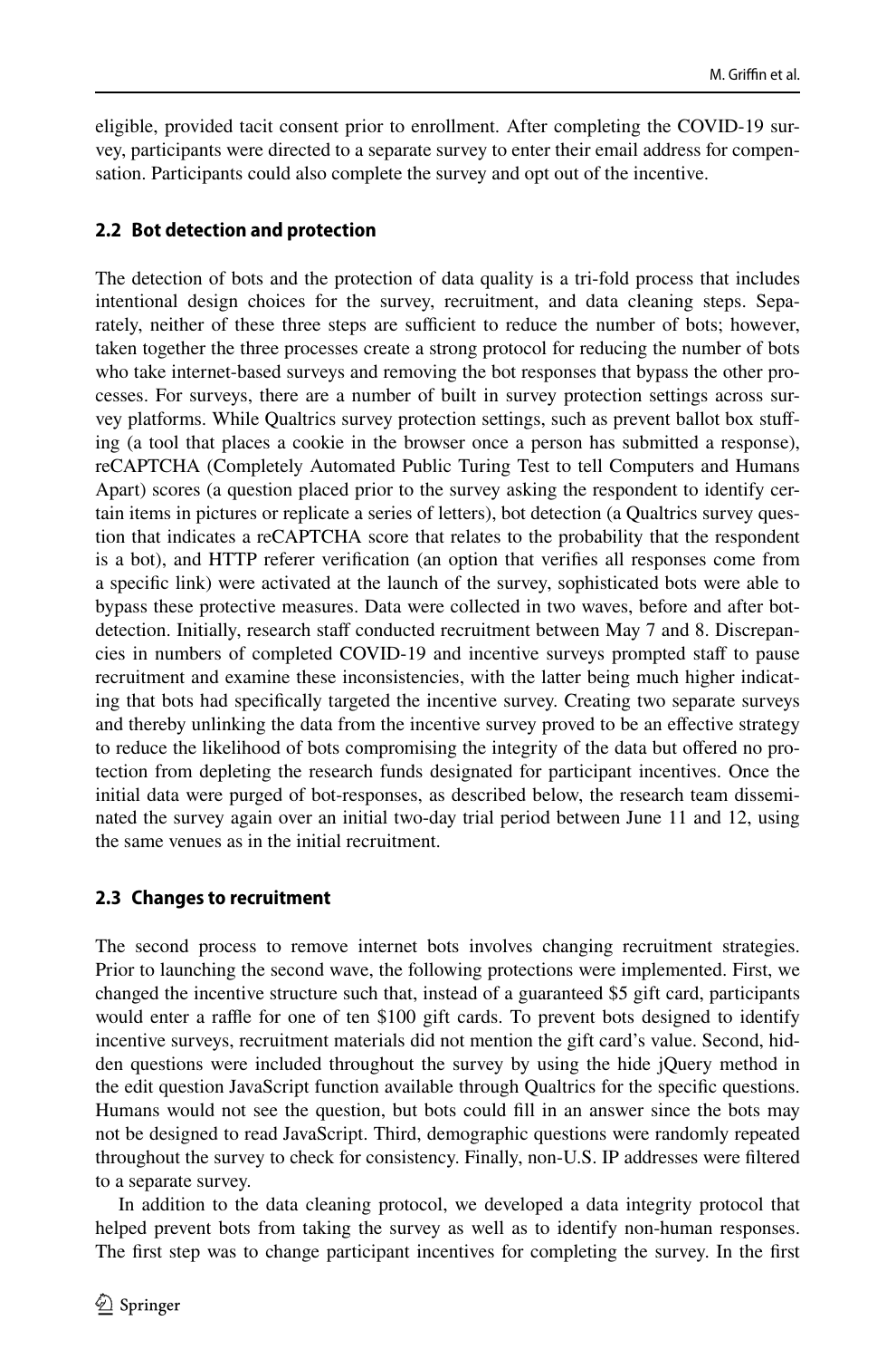eligible, provided tacit consent prior to enrollment. After completing the COVID-19 survey, participants were directed to a separate survey to enter their email address for compensation. Participants could also complete the survey and opt out of the incentive.

### 2.2 Bot detection and protection

The detection of bots and the protection of data quality is a tri-fold process that includes intentional design choices for the survey, recruitment, and data cleaning steps. Separately, neither of these three steps are sufficient to reduce the number of bots; however, taken together the three processes create a strong protocol for reducing the number of bots who take internet-based surveys and removing the bot responses that bypass the other processes. For surveys, there are a number of built in survey protection settings across survey platforms. While Qualtrics survey protection settings, such as prevent ballot box stuffing (a tool that places a cookie in the browser once a person has submitted a response), reCAPTCHA (Completely Automated Public Turing Test to tell Computers and Humans Apart) scores (a question placed prior to the survey asking the respondent to identify certain items in pictures or replicate a series of letters), bot detection (a Qualtrics survey question that indicates a reCAPTCHA score that relates to the probability that the respondent is a bot), and HTTP referer verification (an option that verifies all responses come from a specific link) were activated at the launch of the survey, sophisticated bots were able to bypass these protective measures. Data were collected in two waves, before and after bot-detection. Initially, research staff conducted recruitment between May 7 and 8. Discrepancies in numbers of completed COVID-19 and incentive surveys prompted staff to pause recruitment and examine these inconsistencies, with the latter being much higher indicating that bots had specifically targeted the incentive survey. Creating two separate surveys and thereby unlinking the data from the incentive survey proved to be an effective strategy to reduce the likelihood of bots compromising the integrity of the data but offered no protection from depleting the research funds designated for participant incentives. Once the initial data were purged of bot-responses, as described below, the research team disseminated the survey again over an initial two-day trial period between June 11 and 12, using the same venues as in the initial recruitment.

### 2.3 Changes to recruitment

The second process to remove internet bots involves changing recruitment strategies. Prior to launching the second wave, the following protections were implemented. First, we changed the incentive structure such that, instead of a guaranteed $5 gift card, participants would enter a raffle for one of ten $100 gift cards. To prevent bots designed to identify incentive surveys, recruitment materials did not mention the gift card's value. Second, hidden questions were included throughout the survey by using the hide jQuery method in the edit question JavaScript function available through Qualtrics for the specific questions. Humans would not see the question, but bots could fill in an answer since the bots may not be designed to read JavaScript. Third, demographic questions were randomly repeated throughout the survey to check for consistency. Finally, non-U.S. IP addresses were filtered to a separate survey.

In addition to the data cleaning protocol, we developed a data integrity protocol that helped prevent bots from taking the survey as well as to identify non-human responses. The first step was to change participant incentives for completing the survey. In the first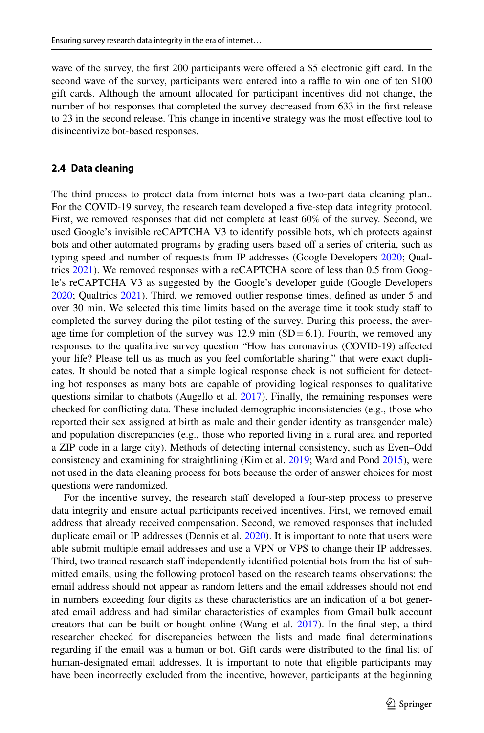wave of the survey, the first 200 participants were offered a $5 electronic gift card. In the second wave of the survey, participants were entered into a raffle to win one of ten $100 gift cards. Although the amount allocated for participant incentives did not change, the number of bot responses that completed the survey decreased from 633 in the first release to 23 in the second release. This change in incentive strategy was the most effective tool to disincentivize bot-based responses.

### 2.4 Data cleaning

The third process to protect data from internet bots was a two-part data cleaning plan.. For the COVID-19 survey, the research team developed a five-step data integrity protocol. First, we removed responses that did not complete at least 60% of the survey. Second, we used Google's invisible reCAPTCHA V3 to identify possible bots, which protects against bots and other automated programs by grading users based off a series of criteria, such as typing speed and number of requests from IP addresses (Google Developers 2020; Qualtrics 2021). We removed responses with a reCAPTCHA score of less than 0.5 from Google's reCAPTCHA V3 as suggested by the Google's developer guide (Google Developers 2020; Qualtrics 2021). Third, we removed outlier response times, defined as under 5 and over 30 min. We selected this time limits based on the average time it took study staff to completed the survey during the pilot testing of the survey. During this process, the average time for completion of the survey was 12.9 min (SD = 6.1). Fourth, we removed any responses to the qualitative survey question "How has coronavirus (COVID-19) affected your life? Please tell us as much as you feel comfortable sharing." that were exact duplicates. It should be noted that a simple logical response check is not sufficient for detecting bot responses as many bots are capable of providing logical responses to qualitative questions similar to chatbots (Augello et al. 2017). Finally, the remaining responses were checked for conflicting data. These included demographic inconsistencies (e.g., those who reported their sex assigned at birth as male and their gender identity as transgender male) and population discrepancies (e.g., those who reported living in a rural area and reported a ZIP code in a large city). Methods of detecting internal consistency, such as Even–Odd consistency and examining for straightlining (Kim et al. 2019; Ward and Pond 2015), were not used in the data cleaning process for bots because the order of answer choices for most questions were randomized.

For the incentive survey, the research staff developed a four-step process to preserve data integrity and ensure actual participants received incentives. First, we removed email address that already received compensation. Second, we removed responses that included duplicate email or IP addresses (Dennis et al. 2020). It is important to note that users were able submit multiple email addresses and use a VPN or VPS to change their IP addresses. Third, two trained research staff independently identified potential bots from the list of submitted emails, using the following protocol based on the research teams observations: the email address should not appear as random letters and the email addresses should not end in numbers exceeding four digits as these characteristics are an indication of a bot generated email address and had similar characteristics of examples from Gmail bulk account creators that can be built or bought online (Wang et al. 2017). In the final step, a third researcher checked for discrepancies between the lists and made final determinations regarding if the email was a human or bot. Gift cards were distributed to the final list of human-designated email addresses. It is important to note that eligible participants may have been incorrectly excluded from the incentive, however, participants at the beginning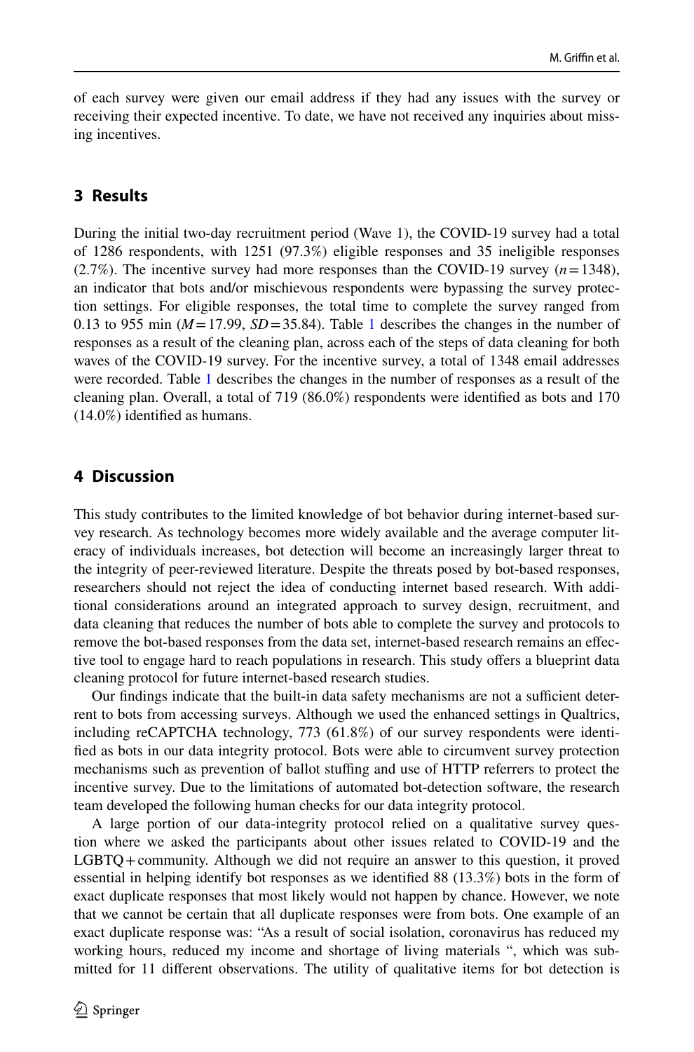of each survey were given our email address if they had any issues with the survey or receiving their expected incentive. To date, we have not received any inquiries about missing incentives.

## 3 Results

During the initial two-day recruitment period (Wave 1), the COVID-19 survey had a total of 1286 respondents, with 1251 (97.3%) eligible responses and 35 ineligible responses (2.7%). The incentive survey had more responses than the COVID-19 survey ($n = 1348$), an indicator that bots and/or mischievous respondents were bypassing the survey protection settings. For eligible responses, the total time to complete the survey ranged from 0.13 to 955 min ($M = 17.99$, $SD = 35.84$). Table 1 describes the changes in the number of responses as a result of the cleaning plan, across each of the steps of data cleaning for both waves of the COVID-19 survey. For the incentive survey, a total of 1348 email addresses were recorded. Table 1 describes the changes in the number of responses as a result of the cleaning plan. Overall, a total of 719 (86.0%) respondents were identified as bots and 170 (14.0%) identified as humans.

## 4 Discussion

This study contributes to the limited knowledge of bot behavior during internet-based survey research. As technology becomes more widely available and the average computer literacy of individuals increases, bot detection will become an increasingly larger threat to the integrity of peer-reviewed literature. Despite the threats posed by bot-based responses, researchers should not reject the idea of conducting internet based research. With additional considerations around an integrated approach to survey design, recruitment, and data cleaning that reduces the number of bots able to complete the survey and protocols to remove the bot-based responses from the data set, internet-based research remains an effective tool to engage hard to reach populations in research. This study offers a blueprint data cleaning protocol for future internet-based research studies.

Our findings indicate that the built-in data safety mechanisms are not a sufficient deterrent to bots from accessing surveys. Although we used the enhanced settings in Qualtrics, including reCAPTCHA technology, 773 (61.8%) of our survey respondents were identified as bots in our data integrity protocol. Bots were able to circumvent survey protection mechanisms such as prevention of ballot stuffing and use of HTTP referrers to protect the incentive survey. Due to the limitations of automated bot-detection software, the research team developed the following human checks for our data integrity protocol.

A large portion of our data-integrity protocol relied on a qualitative survey question where we asked the participants about other issues related to COVID-19 and the LGBTQ+community. Although we did not require an answer to this question, it proved essential in helping identify bot responses as we identified 88 (13.3%) bots in the form of exact duplicate responses that most likely would not happen by chance. However, we note that we cannot be certain that all duplicate responses were from bots. One example of an exact duplicate response was: "As a result of social isolation, coronavirus has reduced my working hours, reduced my income and shortage of living materials ", which was submitted for 11 different observations. The utility of qualitative items for bot detection is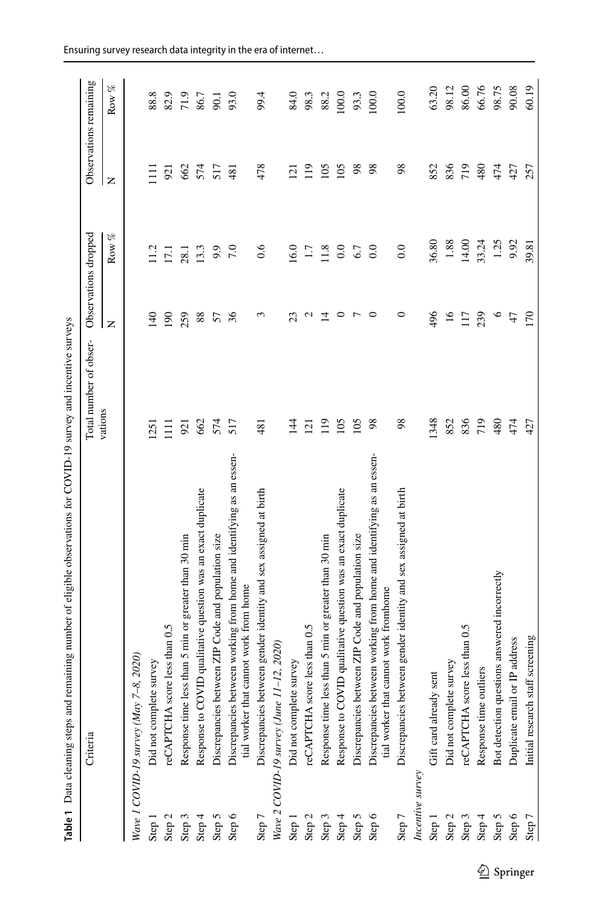**Table 1** Data cleaning steps and remaining number of eligible observations for COVID-19 survey and incentive surveys

| | Criteria | Total number of observations | Observations dropped | | Observations remaining | |
|---|---|---|---|---|---|---|
| | | | N | Row % | N | Row % |
| *Wave 1 COVID-19 survey (May 7–8, 2020)* | | | | | | |
| Step 1 | Did not complete survey | 1251 | 140 | 11.2 | 1111 | 88.8 |
| Step 2 | reCAPTCHA score less than 0.5 | 1111 | 190 | 17.1 | 921 | 82.9 |
| Step 3 | Response time less than 5 min or greater than 30 min | 921 | 259 | 28.1 | 662 | 71.9 |
| Step 4 | Response to COVID qualitative question was an exact duplicate | 662 | 88 | 13.3 | 574 | 86.7 |
| Step 5 | Discrepancies between ZIP Code and population size | 574 | 57 | 9.9 | 517 | 90.1 |
| Step 6 | Discrepancies between working from home and identifying as an essential worker that cannot work from home | 517 | 36 | 7.0 | 481 | 93.0 |
| Step 7 | Discrepancies between gender identity and sex assigned at birth | 481 | 3 | 0.6 | 478 | 99.4 |
| *Wave 2 COVID-19 survey (June 11–12, 2020)* | | | | | | |
| Step 1 | Did not complete survey | 144 | 23 | 16.0 | 121 | 84.0 |
| Step 2 | reCAPTCHA score less than 0.5 | 121 | 2 | 1.7 | 119 | 98.3 |
| Step 3 | Response time less than 5 min or greater than 30 min | 119 | 14 | 11.8 | 105 | 88.2 |
| Step 4 | Response to COVID qualitative question was an exact duplicate | 105 | 0 | 0.0 | 105 | 100.0 |
| Step 5 | Discrepancies between ZIP Code and population size | 105 | 7 | 6.7 | 98 | 93.3 |
| Step 6 | Discrepancies between working from home and identifying as an essential worker that cannot work fromhome | 98 | 0 | 0.0 | 98 | 100.0 |
| Step 7 | Discrepancies between gender identity and sex assigned at birth | 98 | 0 | 0.0 | 98 | 100.0 |
| *Incentive survey* | | | | | | |
| Step 1 | Gift card already sent | 1348 | 496 | 36.80 | 852 | 63.20 |
| Step 2 | Did not complete survey | 852 | 16 | 1.88 | 836 | 98.12 |
| Step 3 | reCAPTCHA score less than 0.5 | 836 | 117 | 14.00 | 719 | 86.00 |
| Step 4 | Response time outliers | 719 | 239 | 33.24 | 480 | 66.76 |
| Step 5 | Bot detection questions answered incorrectly | 480 | 6 | 1.25 | 474 | 98.75 |
| Step 6 | Duplicate email or IP address | 474 | 47 | 9.92 | 427 | 90.08 |
| Step 7 | Initial research staff screening | 427 | 170 | 39.81 | 257 | 60.19 |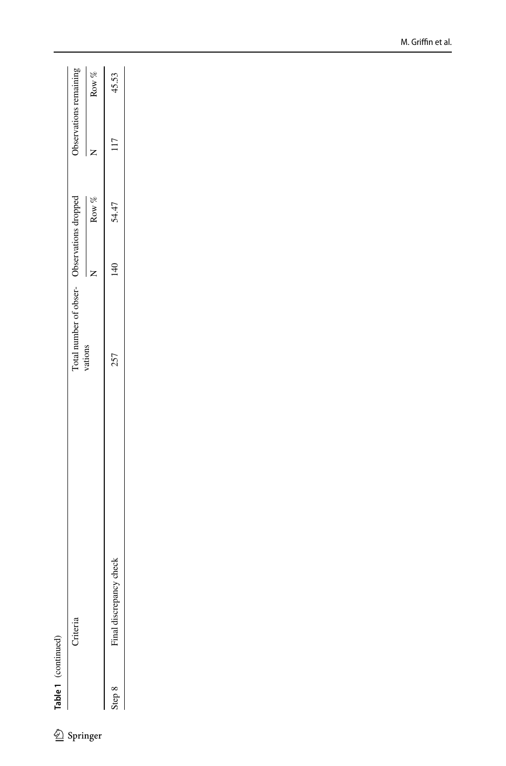**Table 1** (continued)

| | Criteria | Total number of observations | Observations dropped | | Observations remaining | |
|---|---|---|---|---|---|---|
| | | | N | Row % | N | Row % |
| Step 8 | Final discrepancy check | 257 | 140 | 54.47 | 117 | 45.53 |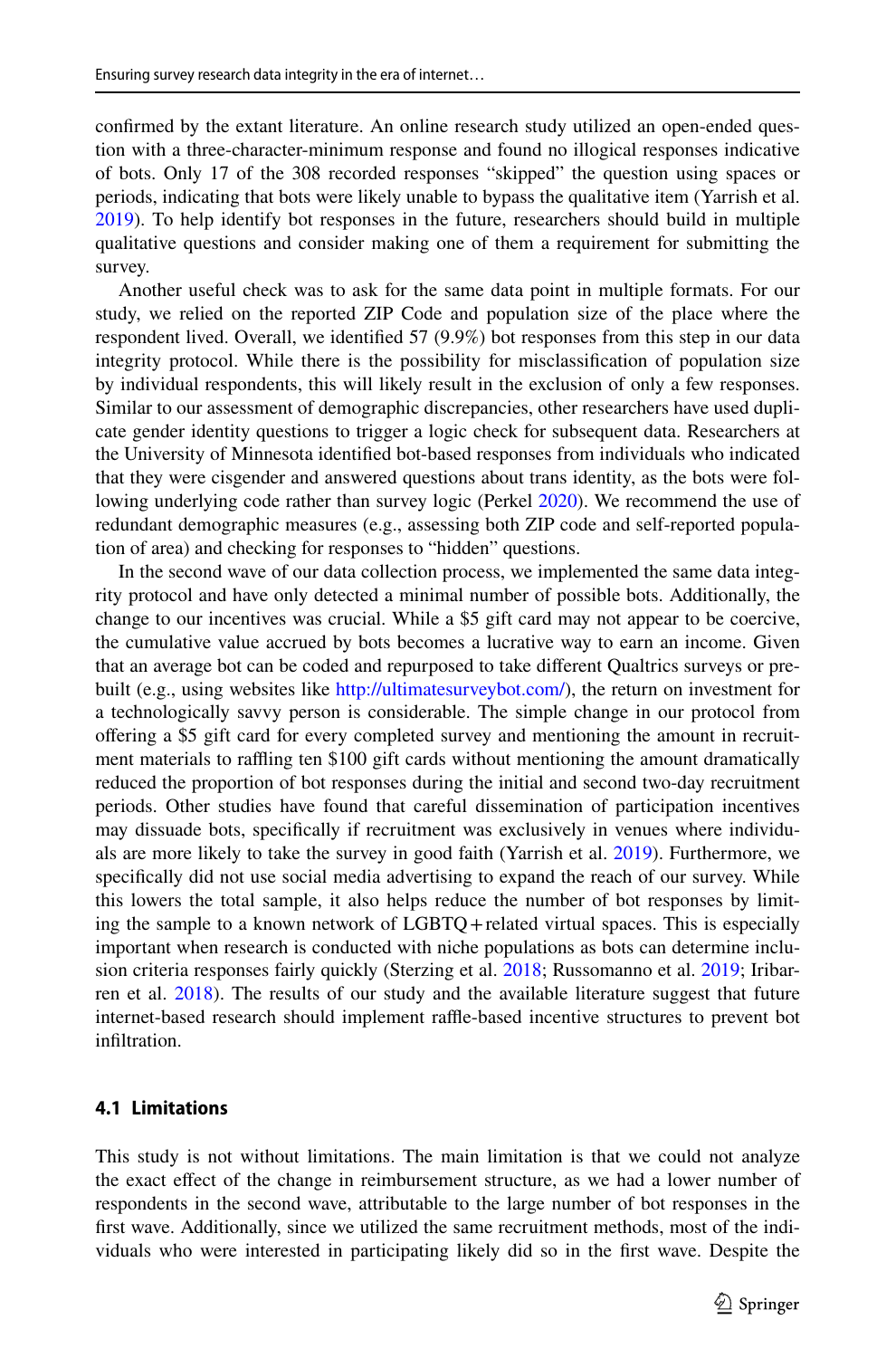confirmed by the extant literature. An online research study utilized an open-ended question with a three-character-minimum response and found no illogical responses indicative of bots. Only 17 of the 308 recorded responses "skipped" the question using spaces or periods, indicating that bots were likely unable to bypass the qualitative item (Yarrish et al. 2019). To help identify bot responses in the future, researchers should build in multiple qualitative questions and consider making one of them a requirement for submitting the survey.

Another useful check was to ask for the same data point in multiple formats. For our study, we relied on the reported ZIP Code and population size of the place where the respondent lived. Overall, we identified 57 (9.9%) bot responses from this step in our data integrity protocol. While there is the possibility for misclassification of population size by individual respondents, this will likely result in the exclusion of only a few responses. Similar to our assessment of demographic discrepancies, other researchers have used duplicate gender identity questions to trigger a logic check for subsequent data. Researchers at the University of Minnesota identified bot-based responses from individuals who indicated that they were cisgender and answered questions about trans identity, as the bots were following underlying code rather than survey logic (Perkel 2020). We recommend the use of redundant demographic measures (e.g., assessing both ZIP code and self-reported population of area) and checking for responses to "hidden" questions.

In the second wave of our data collection process, we implemented the same data integrity protocol and have only detected a minimal number of possible bots. Additionally, the change to our incentives was crucial. While a $5 gift card may not appear to be coercive, the cumulative value accrued by bots becomes a lucrative way to earn an income. Given that an average bot can be coded and repurposed to take different Qualtrics surveys or pre-built (e.g., using websites like http://ultimatesurveybot.com/), the return on investment for a technologically savvy person is considerable. The simple change in our protocol from offering a $5 gift card for every completed survey and mentioning the amount in recruitment materials to raffling ten $100 gift cards without mentioning the amount dramatically reduced the proportion of bot responses during the initial and second two-day recruitment periods. Other studies have found that careful dissemination of participation incentives may dissuade bots, specifically if recruitment was exclusively in venues where individuals are more likely to take the survey in good faith (Yarrish et al. 2019). Furthermore, we specifically did not use social media advertising to expand the reach of our survey. While this lowers the total sample, it also helps reduce the number of bot responses by limiting the sample to a known network of LGBTQ+related virtual spaces. This is especially important when research is conducted with niche populations as bots can determine inclusion criteria responses fairly quickly (Sterzing et al. 2018; Russomanno et al. 2019; Iribarren et al. 2018). The results of our study and the available literature suggest that future internet-based research should implement raffle-based incentive structures to prevent bot infiltration.

### 4.1 Limitations

This study is not without limitations. The main limitation is that we could not analyze the exact effect of the change in reimbursement structure, as we had a lower number of respondents in the second wave, attributable to the large number of bot responses in the first wave. Additionally, since we utilized the same recruitment methods, most of the individuals who were interested in participating likely did so in the first wave. Despite the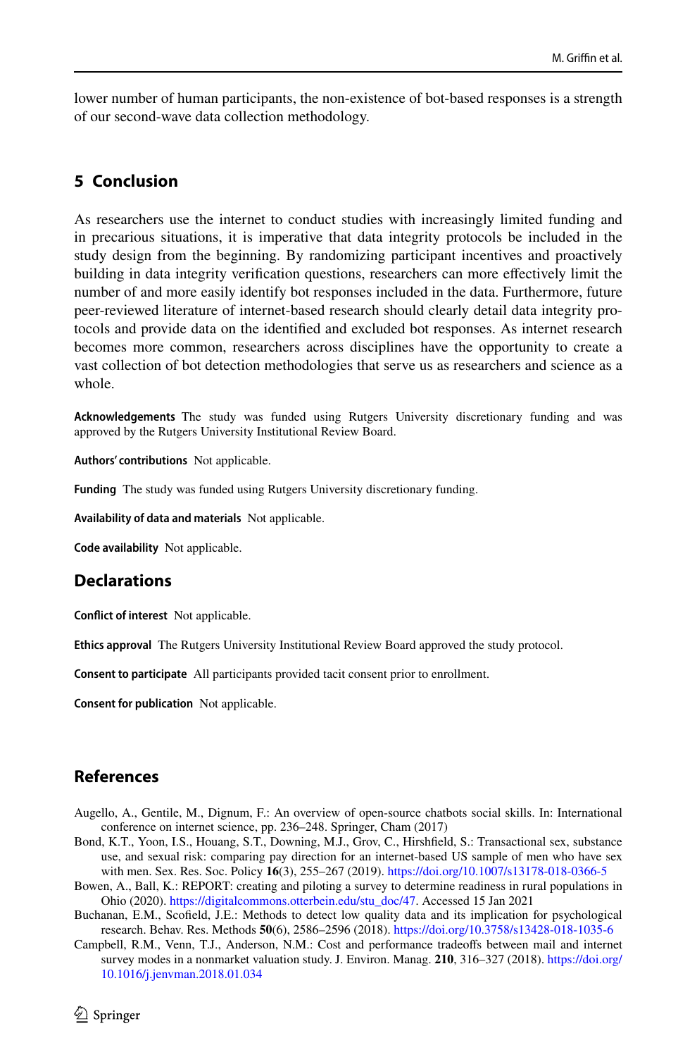lower number of human participants, the non-existence of bot-based responses is a strength of our second-wave data collection methodology.

## 5 Conclusion

As researchers use the internet to conduct studies with increasingly limited funding and in precarious situations, it is imperative that data integrity protocols be included in the study design from the beginning. By randomizing participant incentives and proactively building in data integrity verification questions, researchers can more effectively limit the number of and more easily identify bot responses included in the data. Furthermore, future peer-reviewed literature of internet-based research should clearly detail data integrity protocols and provide data on the identified and excluded bot responses. As internet research becomes more common, researchers across disciplines have the opportunity to create a vast collection of bot detection methodologies that serve us as researchers and science as a whole.

**Acknowledgements** The study was funded using Rutgers University discretionary funding and was approved by the Rutgers University Institutional Review Board.

**Authors' contributions** Not applicable.

**Funding** The study was funded using Rutgers University discretionary funding.

**Availability of data and materials** Not applicable.

**Code availability** Not applicable.

## Declarations

**Conflict of interest** Not applicable.

**Ethics approval** The Rutgers University Institutional Review Board approved the study protocol.

**Consent to participate** All participants provided tacit consent prior to enrollment.

**Consent for publication** Not applicable.

## References

Augello, A., Gentile, M., Dignum, F.: An overview of open-source chatbots social skills. In: International conference on internet science, pp. 236–248. Springer, Cham (2017)

Bond, K.T., Yoon, I.S., Houang, S.T., Downing, M.J., Grov, C., Hirshfield, S.: Transactional sex, substance use, and sexual risk: comparing pay direction for an internet-based US sample of men who have sex with men. Sex. Res. Soc. Policy **16**(3), 255–267 (2019). https://doi.org/10.1007/s13178-018-0366-5

Bowen, A., Ball, K.: REPORT: creating and piloting a survey to determine readiness in rural populations in Ohio (2020). https://digitalcommons.otterbein.edu/stu_doc/47. Accessed 15 Jan 2021

Buchanan, E.M., Scofield, J.E.: Methods to detect low quality data and its implication for psychological research. Behav. Res. Methods **50**(6), 2586–2596 (2018). https://doi.org/10.3758/s13428-018-1035-6

Campbell, R.M., Venn, T.J., Anderson, N.M.: Cost and performance tradeoffs between mail and internet survey modes in a nonmarket valuation study. J. Environ. Manag. **210**, 316–327 (2018). https://doi.org/10.1016/j.jenvman.2018.01.034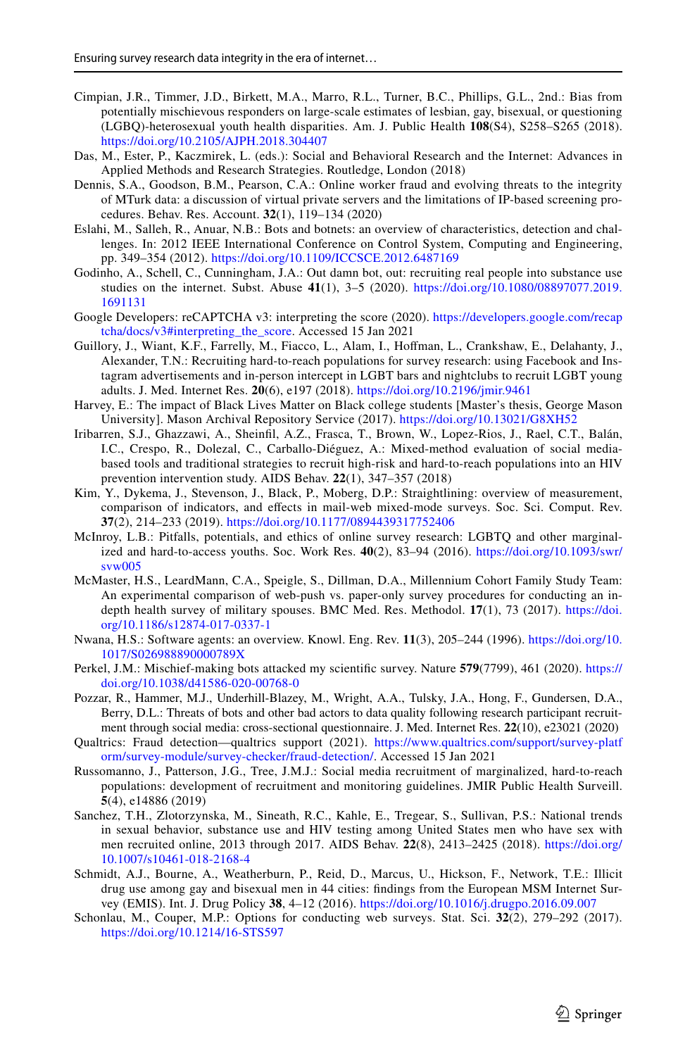Cimpian, J.R., Timmer, J.D., Birkett, M.A., Marro, R.L., Turner, B.C., Phillips, G.L., 2nd.: Bias from potentially mischievous responders on large-scale estimates of lesbian, gay, bisexual, or questioning (LGBQ)-heterosexual youth health disparities. Am. J. Public Health **108**(S4), S258–S265 (2018). https://doi.org/10.2105/AJPH.2018.304407

Das, M., Ester, P., Kaczmirek, L. (eds.): Social and Behavioral Research and the Internet: Advances in Applied Methods and Research Strategies. Routledge, London (2018)

Dennis, S.A., Goodson, B.M., Pearson, C.A.: Online worker fraud and evolving threats to the integrity of MTurk data: a discussion of virtual private servers and the limitations of IP-based screening procedures. Behav. Res. Account. **32**(1), 119–134 (2020)

Eslahi, M., Salleh, R., Anuar, N.B.: Bots and botnets: an overview of characteristics, detection and challenges. In: 2012 IEEE International Conference on Control System, Computing and Engineering, pp. 349–354 (2012). https://doi.org/10.1109/ICCSCE.2012.6487169

Godinho, A., Schell, C., Cunningham, J.A.: Out damn bot, out: recruiting real people into substance use studies on the internet. Subst. Abuse **41**(1), 3–5 (2020). https://doi.org/10.1080/08897077.2019.1691131

Google Developers: reCAPTCHA v3: interpreting the score (2020). https://developers.google.com/recaptcha/docs/v3#interpreting_the_score. Accessed 15 Jan 2021

Guillory, J., Wiant, K.F., Farrelly, M., Fiacco, L., Alam, I., Hoffman, L., Crankshaw, E., Delahanty, J., Alexander, T.N.: Recruiting hard-to-reach populations for survey research: using Facebook and Instagram advertisements and in-person intercept in LGBT bars and nightclubs to recruit LGBT young adults. J. Med. Internet Res. **20**(6), e197 (2018). https://doi.org/10.2196/jmir.9461

Harvey, E.: The impact of Black Lives Matter on Black college students [Master's thesis, George Mason University]. Mason Archival Repository Service (2017). https://doi.org/10.13021/G8XH52

Iribarren, S.J., Ghazzawi, A., Sheinfil, A.Z., Frasca, T., Brown, W., Lopez-Rios, J., Rael, C.T., Balán, I.C., Crespo, R., Dolezal, C., Carballo-Diéguez, A.: Mixed-method evaluation of social media-based tools and traditional strategies to recruit high-risk and hard-to-reach populations into an HIV prevention intervention study. AIDS Behav. **22**(1), 347–357 (2018)

Kim, Y., Dykema, J., Stevenson, J., Black, P., Moberg, D.P.: Straightlining: overview of measurement, comparison of indicators, and effects in mail-web mixed-mode surveys. Soc. Sci. Comput. Rev. **37**(2), 214–233 (2019). https://doi.org/10.1177/0894439317752406

McInroy, L.B.: Pitfalls, potentials, and ethics of online survey research: LGBTQ and other marginalized and hard-to-access youths. Soc. Work Res. **40**(2), 83–94 (2016). https://doi.org/10.1093/swr/svw005

McMaster, H.S., LeardMann, C.A., Speigle, S., Dillman, D.A., Millennium Cohort Family Study Team: An experimental comparison of web-push vs. paper-only survey procedures for conducting an in-depth health survey of military spouses. BMC Med. Res. Methodol. **17**(1), 73 (2017). https://doi.org/10.1186/s12874-017-0337-1

Nwana, H.S.: Software agents: an overview. Knowl. Eng. Rev. **11**(3), 205–244 (1996). https://doi.org/10.1017/S026988890000789X

Perkel, J.M.: Mischief-making bots attacked my scientific survey. Nature **579**(7799), 461 (2020). https://doi.org/10.1038/d41586-020-00768-0

Pozzar, R., Hammer, M.J., Underhill-Blazey, M., Wright, A.A., Tulsky, J.A., Hong, F., Gundersen, D.A., Berry, D.L.: Threats of bots and other bad actors to data quality following research participant recruitment through social media: cross-sectional questionnaire. J. Med. Internet Res. **22**(10), e23021 (2020)

Qualtrics: Fraud detection—qualtrics support (2021). https://www.qualtrics.com/support/survey-platform/survey-module/survey-checker/fraud-detection/. Accessed 15 Jan 2021

Russomanno, J., Patterson, J.G., Tree, J.M.J.: Social media recruitment of marginalized, hard-to-reach populations: development of recruitment and monitoring guidelines. JMIR Public Health Surveill. **5**(4), e14886 (2019)

Sanchez, T.H., Zlotorzynska, M., Sineath, R.C., Kahle, E., Tregear, S., Sullivan, P.S.: National trends in sexual behavior, substance use and HIV testing among United States men who have sex with men recruited online, 2013 through 2017. AIDS Behav. **22**(8), 2413–2425 (2018). https://doi.org/10.1007/s10461-018-2168-4

Schmidt, A.J., Bourne, A., Weatherburn, P., Reid, D., Marcus, U., Hickson, F., Network, T.E.: Illicit drug use among gay and bisexual men in 44 cities: findings from the European MSM Internet Survey (EMIS). Int. J. Drug Policy **38**, 4–12 (2016). https://doi.org/10.1016/j.drugpo.2016.09.007

Schonlau, M., Couper, M.P.: Options for conducting web surveys. Stat. Sci. **32**(2), 279–292 (2017). https://doi.org/10.1214/16-STS597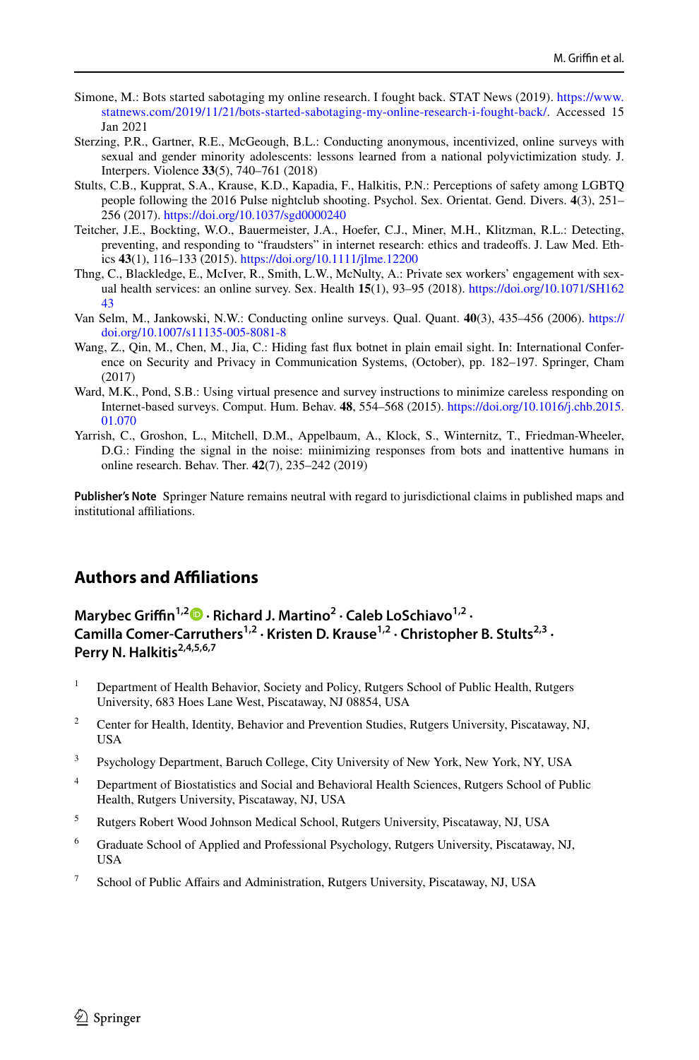Simone, M.: Bots started sabotaging my online research. I fought back. STAT News (2019). https://www.statnews.com/2019/11/21/bots-started-sabotaging-my-online-research-i-fought-back/. Accessed 15 Jan 2021

Sterzing, P.R., Gartner, R.E., McGeough, B.L.: Conducting anonymous, incentivized, online surveys with sexual and gender minority adolescents: lessons learned from a national polyvictimization study. J. Interpers. Violence **33**(5), 740–761 (2018)

Stults, C.B., Kupprat, S.A., Krause, K.D., Kapadia, F., Halkitis, P.N.: Perceptions of safety among LGBTQ people following the 2016 Pulse nightclub shooting. Psychol. Sex. Orientat. Gend. Divers. **4**(3), 251–256 (2017). https://doi.org/10.1037/sgd0000240

Teitcher, J.E., Bockting, W.O., Bauermeister, J.A., Hoefer, C.J., Miner, M.H., Klitzman, R.L.: Detecting, preventing, and responding to "fraudsters" in internet research: ethics and tradeoffs. J. Law Med. Ethics **43**(1), 116–133 (2015). https://doi.org/10.1111/jlme.12200

Thng, C., Blackledge, E., McIver, R., Smith, L.W., McNulty, A.: Private sex workers' engagement with sexual health services: an online survey. Sex. Health **15**(1), 93–95 (2018). https://doi.org/10.1071/SH16243

Van Selm, M., Jankowski, N.W.: Conducting online surveys. Qual. Quant. **40**(3), 435–456 (2006). https://doi.org/10.1007/s11135-005-8081-8

Wang, Z., Qin, M., Chen, M., Jia, C.: Hiding fast flux botnet in plain email sight. In: International Conference on Security and Privacy in Communication Systems, (October), pp. 182–197. Springer, Cham (2017)

Ward, M.K., Pond, S.B.: Using virtual presence and survey instructions to minimize careless responding on Internet-based surveys. Comput. Hum. Behav. **48**, 554–568 (2015). https://doi.org/10.1016/j.chb.2015.01.070

Yarrish, C., Groshon, L., Mitchell, D.M., Appelbaum, A., Klock, S., Winternitz, T., Friedman-Wheeler, D.G.: Finding the signal in the noise: miinimizing responses from bots and inattentive humans in online research. Behav. Ther. **42**(7), 235–242 (2019)

**Publisher's Note** Springer Nature remains neutral with regard to jurisdictional claims in published maps and institutional affiliations.

## Authors and Affiliations

**Marybec Griffin[1,2] · Richard J. Martino[2] · Caleb LoSchiavo[1,2] · Camilla Comer-Carruthers[1,2] · Kristen D. Krause[1,2] · Christopher B. Stults[2,3] · Perry N. Halkitis[2,4,5,6,7]**

1. Department of Health Behavior, Society and Policy, Rutgers School of Public Health, Rutgers University, 683 Hoes Lane West, Piscataway, NJ 08854, USA
2. Center for Health, Identity, Behavior and Prevention Studies, Rutgers University, Piscataway, NJ, USA
3. Psychology Department, Baruch College, City University of New York, New York, NY, USA
4. Department of Biostatistics and Social and Behavioral Health Sciences, Rutgers School of Public Health, Rutgers University, Piscataway, NJ, USA
5. Rutgers Robert Wood Johnson Medical School, Rutgers University, Piscataway, NJ, USA
6. Graduate School of Applied and Professional Psychology, Rutgers University, Piscataway, NJ, USA
7. School of Public Affairs and Administration, Rutgers University, Piscataway, NJ, USA